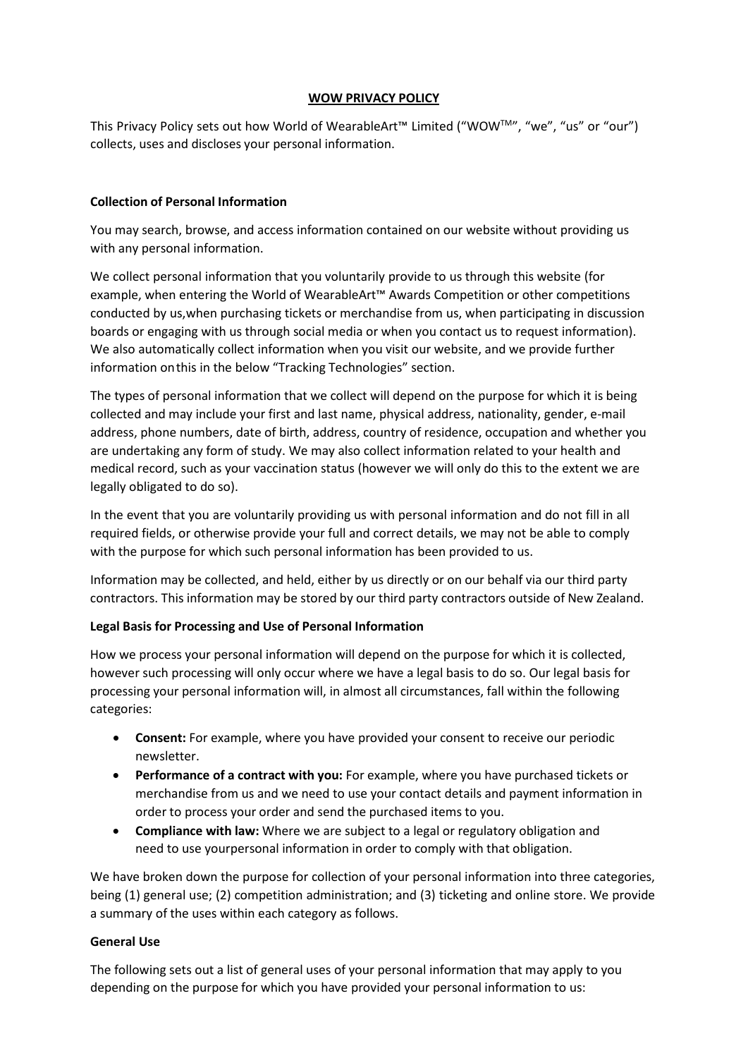# WOW PRIVACY POLICY

This Privacy Policy sets out how World of WearableArt™ Limited ("WOW™", "we", "us" or "our") collects, uses and discloses your personal information.

### Collection of Personal Information

You may search, browse, and access information contained on our website without providing us with any personal information.

We collect personal information that you voluntarily provide to us through this website (for example, when entering the World of WearableArt™ Awards Competition or other competitions conducted by us,when purchasing tickets or merchandise from us, when participating in discussion boards or engaging with us through social media or when you contact us to request information). We also automatically collect information when you visit our website, and we provide further information onthis in the below "Tracking Technologies" section.

The types of personal information that we collect will depend on the purpose for which it is being collected and may include your first and last name, physical address, nationality, gender, e-mail address, phone numbers, date of birth, address, country of residence, occupation and whether you are undertaking any form of study. We may also collect information related to your health and medical record, such as your vaccination status (however we will only do this to the extent we are legally obligated to do so).

In the event that you are voluntarily providing us with personal information and do not fill in all required fields, or otherwise provide your full and correct details, we may not be able to comply with the purpose for which such personal information has been provided to us.

Information may be collected, and held, either by us directly or on our behalf via our third party contractors. This information may be stored by our third party contractors outside of New Zealand.

### Legal Basis for Processing and Use of Personal Information

How we process your personal information will depend on the purpose for which it is collected, however such processing will only occur where we have a legal basis to do so. Our legal basis for processing your personal information will, in almost all circumstances, fall within the following categories:

- **Consent:** For example, where you have provided your consent to receive our periodic newsletter.
- **Performance of a contract with you:** For example, where you have purchased tickets or merchandise from us and we need to use your contact details and payment information in order to process your order and send the purchased items to you.
- **Compliance with law:** Where we are subject to a legal or regulatory obligation and need to use yourpersonal information in order to comply with that obligation.

We have broken down the purpose for collection of your personal information into three categories, being (1) general use; (2) competition administration; and (3) ticketing and online store. We provide a summary of the uses within each category as follows.

### General Use

The following sets out a list of general uses of your personal information that may apply to you depending on the purpose for which you have provided your personal information to us: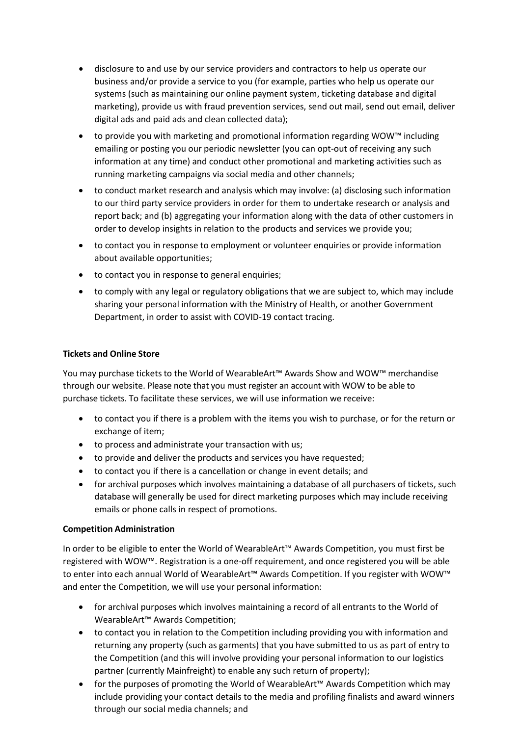- disclosure to and use by our service providers and contractors to help us operate our business and/or provide a service to you (for example, parties who help us operate our systems (such as maintaining our online payment system, ticketing database and digital marketing), provide us with fraud prevention services, send out mail, send out email, deliver digital ads and paid ads and clean collected data);
- to provide you with marketing and promotional information regarding WOW™ including emailing or posting you our periodic newsletter (you can opt-out of receiving any such information at any time) and conduct other promotional and marketing activities such as running marketing campaigns via social media and other channels;
- to conduct market research and analysis which may involve: (a) disclosing such information to our third party service providers in order for them to undertake research or analysis and report back; and (b) aggregating your information along with the data of other customers in order to develop insights in relation to the products and services we provide you;
- to contact you in response to employment or volunteer enquiries or provide information about available opportunities;
- to contact you in response to general enquiries;
- to comply with any legal or regulatory obligations that we are subject to, which may include sharing your personal information with the Ministry of Health, or another Government Department, in order to assist with COVID-19 contact tracing.

**Tickets and Online Store**

You may purchase tickets to the World of WearableArt™ Awards Show and WOW™ merchandise through our website. Please note that you must register an account with WOW to be able to purchase tickets. To facilitate these services, we will use information we receive:

- to contact you if there is a problem with the items you wish to purchase, or for the return or exchange of item;
- to process and administrate your transaction with us;
- to provide and deliver the products and services you have requested;
- to contact you if there is a cancellation or change in event details; and
- for archival purposes which involves maintaining a database of all purchasers of tickets, such database will generally be used for direct marketing purposes which may include receiving emails or phone calls in respect of promotions.

**Competition Administration**

In order to be eligible to enter the World of WearableArt™ Awards Competition, you must first be registered with WOW™. Registration is a one-off requirement, and once registered you will be able to enter into each annual World of WearableArt™ Awards Competition. If you register with WOW™ and enter the Competition, we will use your personal information:

- for archival purposes which involves maintaining a record of all entrants to the World of WearableArt™ Awards Competition;
- to contact you in relation to the Competition including providing you with information and returning any property (such as garments) that you have submitted to us as part of entry to the Competition (and this will involve providing your personal information to our logistics partner (currently Mainfreight) to enable any such return of property);
- for the purposes of promoting the World of WearableArt™ Awards Competition which may include providing your contact details to the media and profiling finalists and award winners through our social media channels; and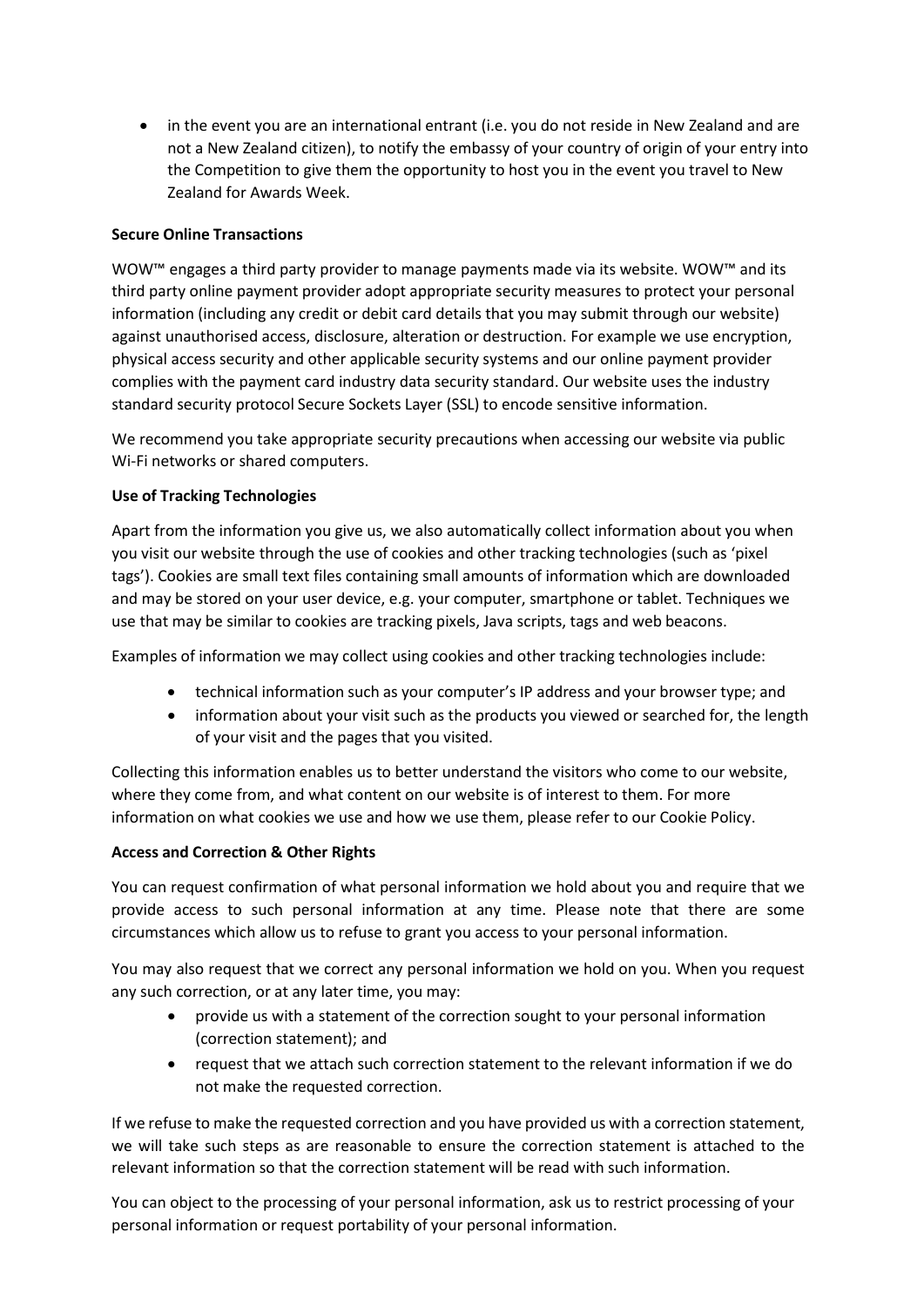- in the event you are an international entrant (i.e. you do not reside in New Zealand and are not a New Zealand citizen), to notify the embassy of your country of origin of your entry into the Competition to give them the opportunity to host you in the event you travel to New Zealand for Awards Week.

**Secure Online Transactions**

WOW™ engages a third party provider to manage payments made via its website. WOW™ and its third party online payment provider adopt appropriate security measures to protect your personal information (including any credit or debit card details that you may submit through our website) against unauthorised access, disclosure, alteration or destruction. For example we use encryption, physical access security and other applicable security systems and our online payment provider complies with the payment card industry data security standard. Our website uses the industry standard security protocol Secure Sockets Layer (SSL) to encode sensitive information.

We recommend you take appropriate security precautions when accessing our website via public Wi-Fi networks or shared computers.

**Use of Tracking Technologies**

Apart from the information you give us, we also automatically collect information about you when you visit our website through the use of cookies and other tracking technologies (such as 'pixel tags'). Cookies are small text files containing small amounts of information which are downloaded and may be stored on your user device, e.g. your computer, smartphone or tablet. Techniques we use that may be similar to cookies are tracking pixels, Java scripts, tags and web beacons.

Examples of information we may collect using cookies and other tracking technologies include:

- technical information such as your computer's IP address and your browser type; and
- information about your visit such as the products you viewed or searched for, the length of your visit and the pages that you visited.

Collecting this information enables us to better understand the visitors who come to our website, where they come from, and what content on our website is of interest to them. For more information on what cookies we use and how we use them, please refer to our Cookie Policy.

**Access and Correction & Other Rights**

You can request confirmation of what personal information we hold about you and require that we provide access to such personal information at any time. Please note that there are some circumstances which allow us to refuse to grant you access to your personal information.

You may also request that we correct any personal information we hold on you. When you request any such correction, or at any later time, you may:

- provide us with a statement of the correction sought to your personal information (correction statement); and
- request that we attach such correction statement to the relevant information if we do not make the requested correction.

If we refuse to make the requested correction and you have provided us with a correction statement, we will take such steps as are reasonable to ensure the correction statement is attached to the relevant information so that the correction statement will be read with such information.

You can object to the processing of your personal information, ask us to restrict processing of your personal information or request portability of your personal information.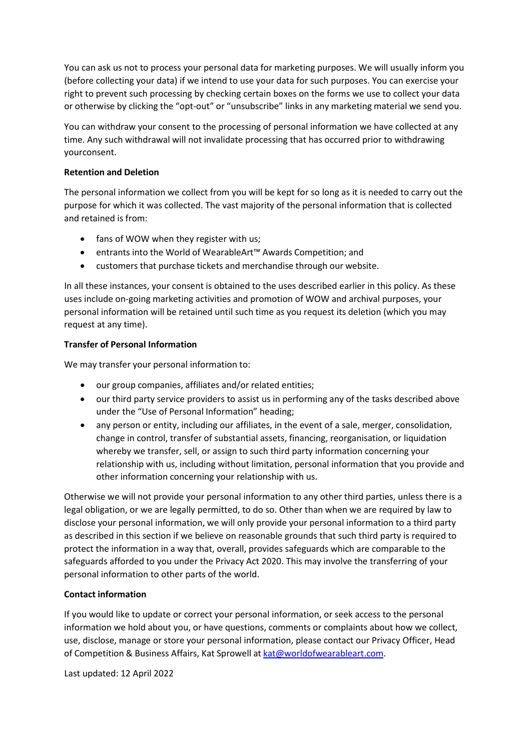You can ask us not to process your personal data for marketing purposes. We will usually inform you (before collecting your data) if we intend to use your data for such purposes. You can exercise your right to prevent such processing by checking certain boxes on the forms we use to collect your data or otherwise by clicking the "opt-out" or "unsubscribe" links in any marketing material we send you.

You can withdraw your consent to the processing of personal information we have collected at any time. Any such withdrawal will not invalidate processing that has occurred prior to withdrawing yourconsent.

**Retention and Deletion**

The personal information we collect from you will be kept for so long as it is needed to carry out the purpose for which it was collected. The vast majority of the personal information that is collected and retained is from:

- fans of WOW when they register with us;
- entrants into the World of WearableArt™ Awards Competition; and
- customers that purchase tickets and merchandise through our website.

In all these instances, your consent is obtained to the uses described earlier in this policy. As these uses include on-going marketing activities and promotion of WOW and archival purposes, your personal information will be retained until such time as you request its deletion (which you may request at any time).

**Transfer of Personal Information**

We may transfer your personal information to:

- our group companies, affiliates and/or related entities;
- our third party service providers to assist us in performing any of the tasks described above under the "Use of Personal Information" heading;
- any person or entity, including our affiliates, in the event of a sale, merger, consolidation, change in control, transfer of substantial assets, financing, reorganisation, or liquidation whereby we transfer, sell, or assign to such third party information concerning your relationship with us, including without limitation, personal information that you provide and other information concerning your relationship with us.

Otherwise we will not provide your personal information to any other third parties, unless there is a legal obligation, or we are legally permitted, to do so. Other than when we are required by law to disclose your personal information, we will only provide your personal information to a third party as described in this section if we believe on reasonable grounds that such third party is required to protect the information in a way that, overall, provides safeguards which are comparable to the safeguards afforded to you under the Privacy Act 2020. This may involve the transferring of your personal information to other parts of the world.

**Contact information**

If you would like to update or correct your personal information, or seek access to the personal information we hold about you, or have questions, comments or complaints about how we collect, use, disclose, manage or store your personal information, please contact our Privacy Officer, Head of Competition & Business Affairs, Kat Sprowell at kat@worldofwearableart.com.

Last updated: 12 April 2022